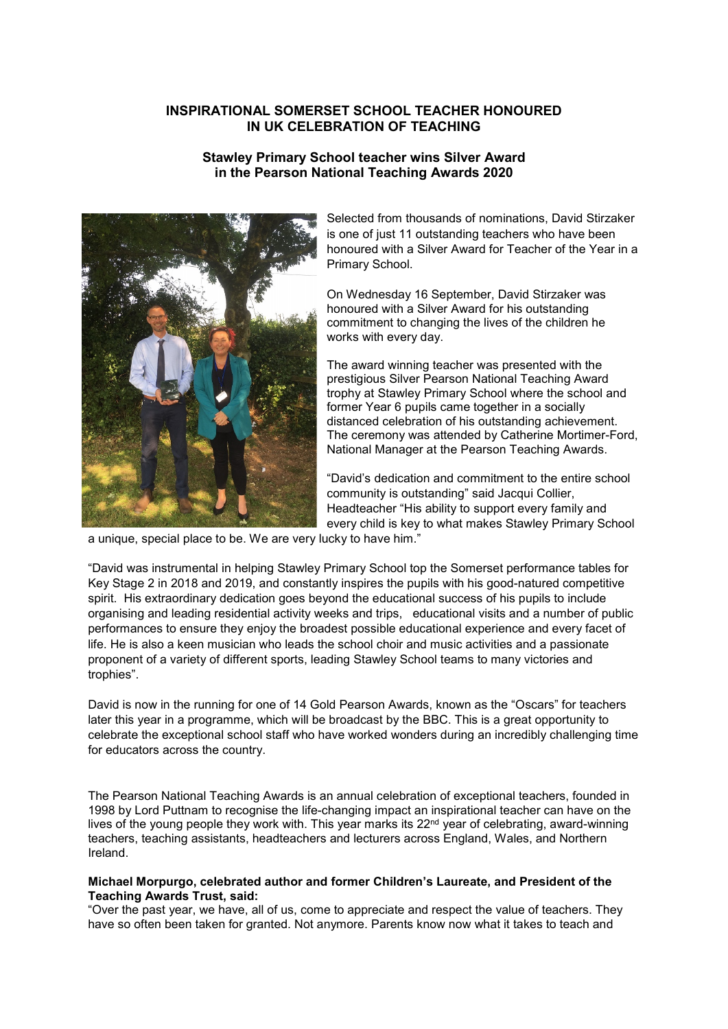# INSPIRATIONAL SOMERSET SCHOOL TEACHER HONOURED IN UK CELEBRATION OF TEACHING

## Stawley Primary School teacher wins Silver Award in the Pearson National Teaching Awards 2020

Selected from thousands of nominations, David Stirzaker is one of just 11 outstanding teachers who have been honoured with a Silver Award for Teacher of the Year in a Primary School.

On Wednesday 16 September, David Stirzaker was honoured with a Silver Award for his outstanding commitment to changing the lives of the children he works with every day.

The award winning teacher was presented with the prestigious Silver Pearson National Teaching Award trophy at Stawley Primary School where the school and former Year 6 pupils came together in a socially distanced celebration of his outstanding achievement. The ceremony was attended by Catherine Mortimer-Ford, National Manager at the Pearson Teaching Awards.

"David's dedication and commitment to the entire school community is outstanding" said Jacqui Collier, Headteacher "His ability to support every family and every child is key to what makes Stawley Primary School a unique, special place to be. We are very lucky to have him."

"David was instrumental in helping Stawley Primary School top the Somerset performance tables for Key Stage 2 in 2018 and 2019, and constantly inspires the pupils with his good-natured competitive spirit. His extraordinary dedication goes beyond the educational success of his pupils to include organising and leading residential activity weeks and trips, educational visits and a number of public performances to ensure they enjoy the broadest possible educational experience and every facet of life. He is also a keen musician who leads the school choir and music activities and a passionate proponent of a variety of different sports, leading Stawley School teams to many victories and trophies".

David is now in the running for one of 14 Gold Pearson Awards, known as the "Oscars" for teachers later this year in a programme, which will be broadcast by the BBC. This is a great opportunity to celebrate the exceptional school staff who have worked wonders during an incredibly challenging time for educators across the country.

The Pearson National Teaching Awards is an annual celebration of exceptional teachers, founded in 1998 by Lord Puttnam to recognise the life-changing impact an inspirational teacher can have on the lives of the young people they work with. This year marks its 22nd year of celebrating, award-winning teachers, teaching assistants, headteachers and lecturers across England, Wales, and Northern Ireland.

**Michael Morpurgo, celebrated author and former Children's Laureate, and President of the Teaching Awards Trust, said:**

"Over the past year, we have, all of us, come to appreciate and respect the value of teachers. They have so often been taken for granted. Not anymore. Parents know now what it takes to teach and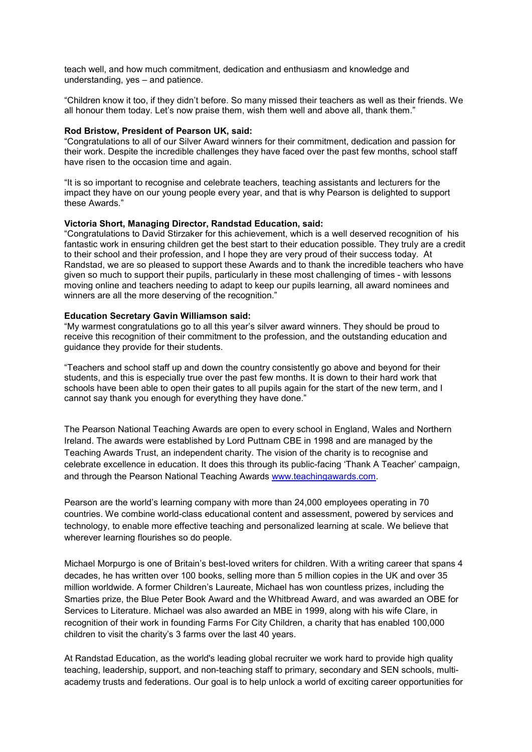teach well, and how much commitment, dedication and enthusiasm and knowledge and understanding, yes – and patience.

"Children know it too, if they didn't before. So many missed their teachers as well as their friends. We all honour them today. Let's now praise them, wish them well and above all, thank them."

**Rod Bristow, President of Pearson UK, said:**
"Congratulations to all of our Silver Award winners for their commitment, dedication and passion for their work. Despite the incredible challenges they have faced over the past few months, school staff have risen to the occasion time and again.

"It is so important to recognise and celebrate teachers, teaching assistants and lecturers for the impact they have on our young people every year, and that is why Pearson is delighted to support these Awards."

**Victoria Short, Managing Director, Randstad Education, said:**
"Congratulations to David Stirzaker for this achievement, which is a well deserved recognition of his fantastic work in ensuring children get the best start to their education possible. They truly are a credit to their school and their profession, and I hope they are very proud of their success today. At Randstad, we are so pleased to support these Awards and to thank the incredible teachers who have given so much to support their pupils, particularly in these most challenging of times - with lessons moving online and teachers needing to adapt to keep our pupils learning, all award nominees and winners are all the more deserving of the recognition."

**Education Secretary Gavin Williamson said:**
"My warmest congratulations go to all this year's silver award winners. They should be proud to receive this recognition of their commitment to the profession, and the outstanding education and guidance they provide for their students.

"Teachers and school staff up and down the country consistently go above and beyond for their students, and this is especially true over the past few months. It is down to their hard work that schools have been able to open their gates to all pupils again for the start of the new term, and I cannot say thank you enough for everything they have done."

The Pearson National Teaching Awards are open to every school in England, Wales and Northern Ireland. The awards were established by Lord Puttnam CBE in 1998 and are managed by the Teaching Awards Trust, an independent charity. The vision of the charity is to recognise and celebrate excellence in education. It does this through its public-facing 'Thank A Teacher' campaign, and through the Pearson National Teaching Awards [www.teachingawards.com](http://www.teachingawards.com).

Pearson are the world's learning company with more than 24,000 employees operating in 70 countries. We combine world-class educational content and assessment, powered by services and technology, to enable more effective teaching and personalized learning at scale. We believe that wherever learning flourishes so do people.

Michael Morpurgo is one of Britain's best-loved writers for children. With a writing career that spans 4 decades, he has written over 100 books, selling more than 5 million copies in the UK and over 35 million worldwide. A former Children's Laureate, Michael has won countless prizes, including the Smarties prize, the Blue Peter Book Award and the Whitbread Award, and was awarded an OBE for Services to Literature. Michael was also awarded an MBE in 1999, along with his wife Clare, in recognition of their work in founding Farms For City Children, a charity that has enabled 100,000 children to visit the charity's 3 farms over the last 40 years.

At Randstad Education, as the world's leading global recruiter we work hard to provide high quality teaching, leadership, support, and non-teaching staff to primary, secondary and SEN schools, multi-academy trusts and federations. Our goal is to help unlock a world of exciting career opportunities for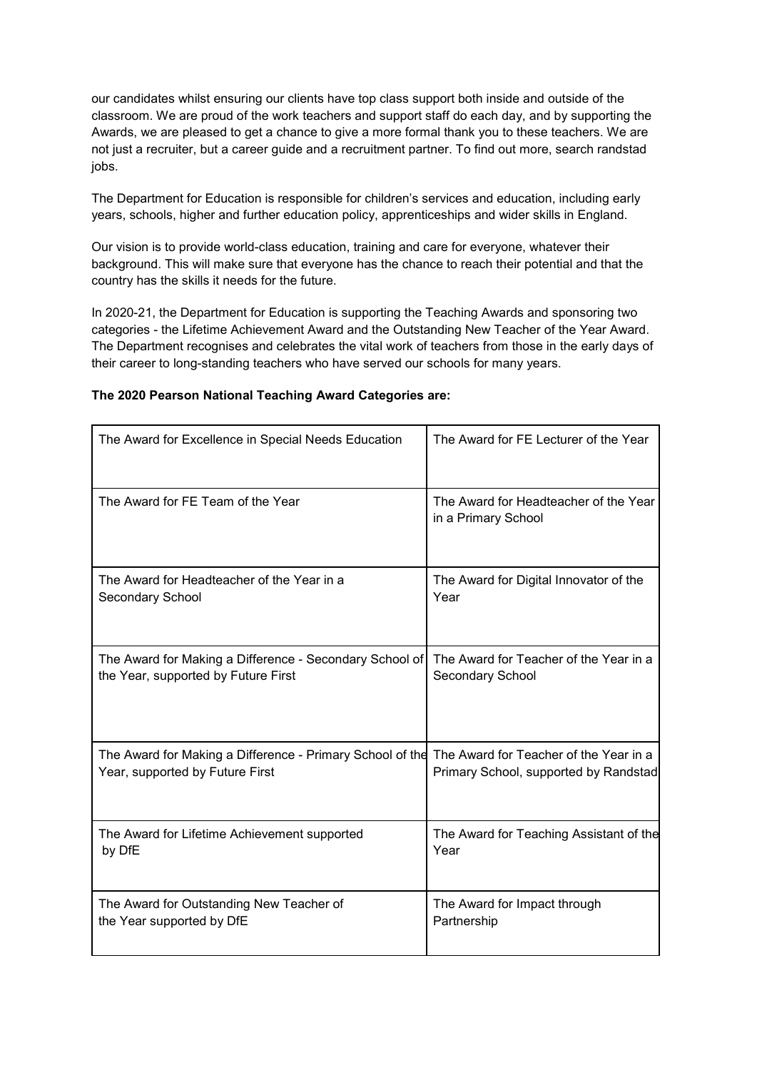our candidates whilst ensuring our clients have top class support both inside and outside of the classroom. We are proud of the work teachers and support staff do each day, and by supporting the Awards, we are pleased to get a chance to give a more formal thank you to these teachers. We are not just a recruiter, but a career guide and a recruitment partner. To find out more, search randstad jobs.

The Department for Education is responsible for children's services and education, including early years, schools, higher and further education policy, apprenticeships and wider skills in England.

Our vision is to provide world-class education, training and care for everyone, whatever their background. This will make sure that everyone has the chance to reach their potential and that the country has the skills it needs for the future.

In 2020-21, the Department for Education is supporting the Teaching Awards and sponsoring two categories - the Lifetime Achievement Award and the Outstanding New Teacher of the Year Award. The Department recognises and celebrates the vital work of teachers from those in the early days of their career to long-standing teachers who have served our schools for many years.

**The 2020 Pearson National Teaching Award Categories are:**

| | |
|---|---|
| The Award for Excellence in Special Needs Education | The Award for FE Lecturer of the Year |
| The Award for FE Team of the Year | The Award for Headteacher of the Year in a Primary School |
| The Award for Headteacher of the Year in a Secondary School | The Award for Digital Innovator of the Year |
| The Award for Making a Difference - Secondary School of the Year, supported by Future First | The Award for Teacher of the Year in a Secondary School |
| The Award for Making a Difference - Primary School of the Year, supported by Future First | The Award for Teacher of the Year in a Primary School, supported by Randstad |
| The Award for Lifetime Achievement supported by DfE | The Award for Teaching Assistant of the Year |
| The Award for Outstanding New Teacher of the Year supported by DfE | The Award for Impact through Partnership |